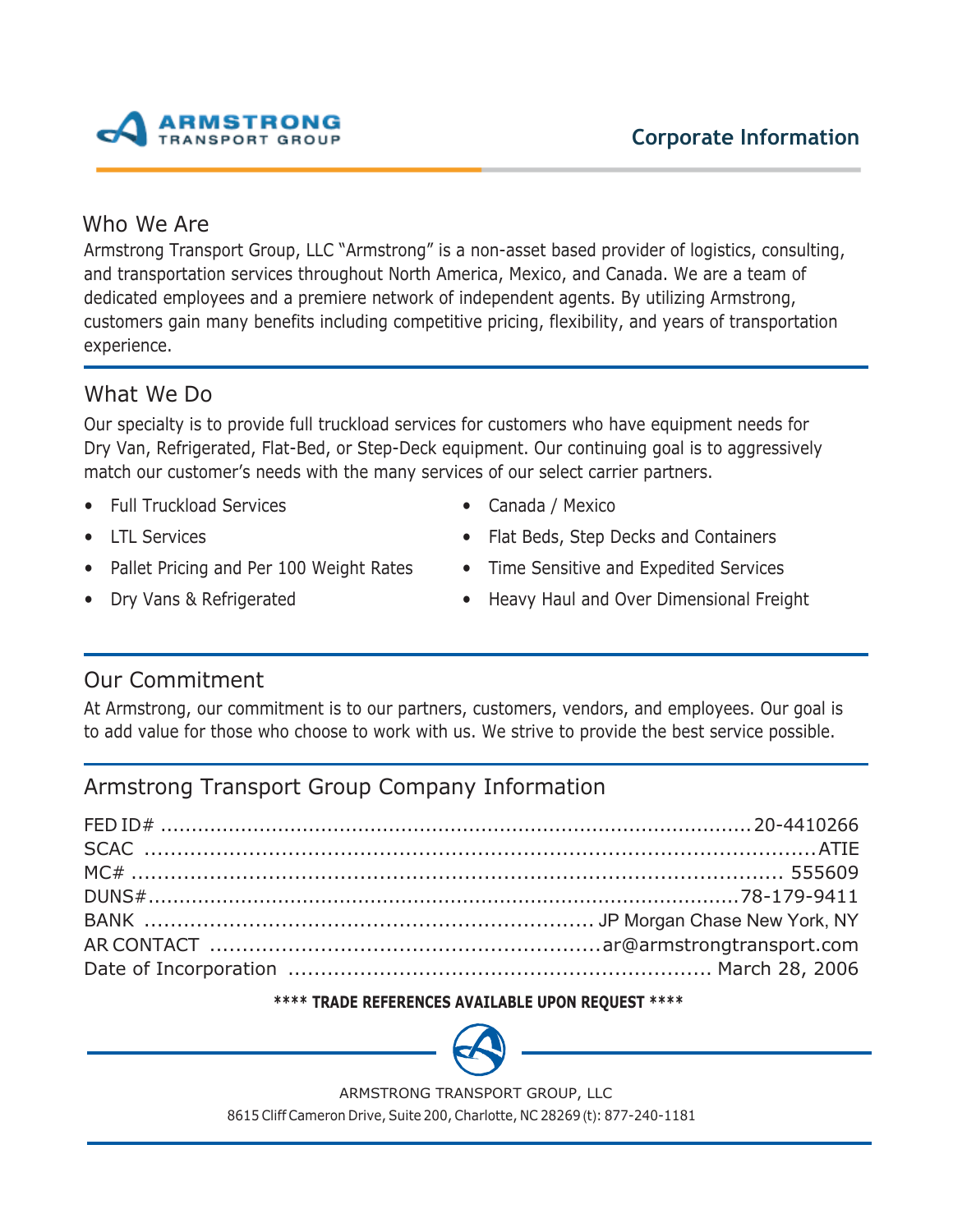ARMSTRONG TRANSPORT GROUP

# Corporate Information

## Who We Are

Armstrong Transport Group, LLC "Armstrong" is a non-asset based provider of logistics, consulting, and transportation services throughout North America, Mexico, and Canada. We are a team of dedicated employees and a premiere network of independent agents. By utilizing Armstrong, customers gain many benefits including competitive pricing, flexibility, and years of transportation experience.

## What We Do

Our specialty is to provide full truckload services for customers who have equipment needs for Dry Van, Refrigerated, Flat-Bed, or Step-Deck equipment. Our continuing goal is to aggressively match our customer's needs with the many services of our select carrier partners.

- Full Truckload Services
- LTL Services
- Pallet Pricing and Per 100 Weight Rates
- Dry Vans & Refrigerated
- Canada / Mexico
- Flat Beds, Step Decks and Containers
- Time Sensitive and Expedited Services
- Heavy Haul and Over Dimensional Freight

## Our Commitment

At Armstrong, our commitment is to our partners, customers, vendors, and employees. Our goal is to add value for those who choose to work with us. We strive to provide the best service possible.

## Armstrong Transport Group Company Information

FED ID# .......... 20-4410266
SCAC .......... ATIE
MC# .......... 555609
DUNS# .......... 78-179-9411
BANK .......... JP Morgan Chase New York, NY
AR CONTACT .......... ar@armstrongtransport.com
Date of Incorporation .......... March 28, 2006

**\*\*\*\* TRADE REFERENCES AVAILABLE UPON REQUEST \*\*\*\***

ARMSTRONG TRANSPORT GROUP, LLC
8615 Cliff Cameron Drive, Suite 200, Charlotte, NC 28269 (t): 877-240-1181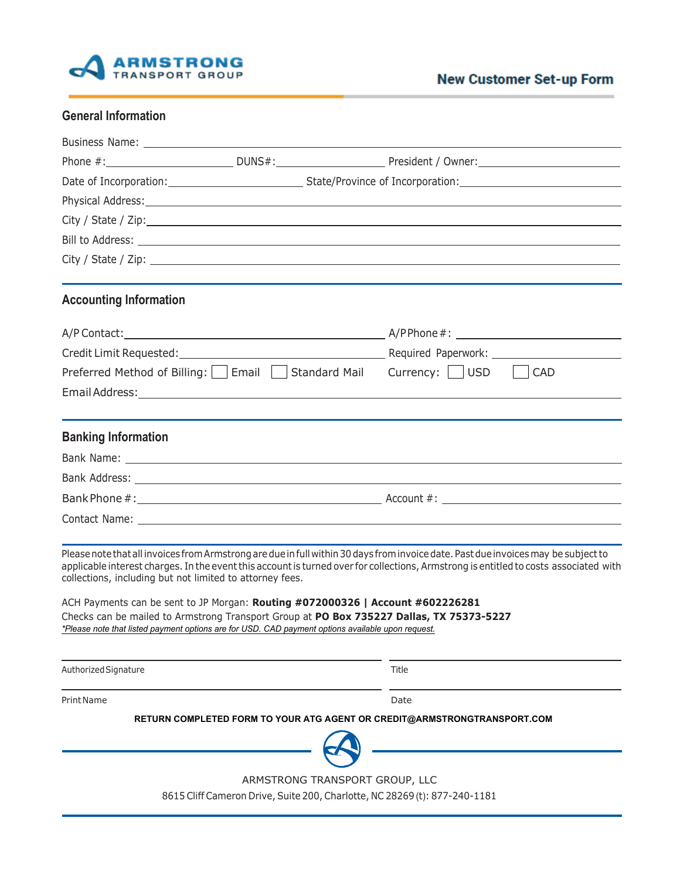ARMSTRONG TRANSPORT GROUP

# New Customer Set-up Form

## General Information

Business Name: ____________________

Phone #: ____________ DUNS#: ____________ President / Owner: ____________

Date of Incorporation: ____________ State/Province of Incorporation: ____________

Physical Address: ____________________

City / State / Zip: ____________________

Bill to Address: ____________________

City / State / Zip: ____________________

## Accounting Information

A/P Contact: ____________________ A/P Phone #: ____________

Credit Limit Requested: ____________________ Required Paperwork: ____________

Preferred Method of Billing: ☐ Email ☐ Standard Mail Currency: ☐ USD ☐ CAD

Email Address: ____________________

## Banking Information

Bank Name: ____________________

Bank Address: ____________________

Bank Phone #: ____________________ Account #: ____________

Contact Name: ____________________

Please note that all invoices from Armstrong are due in full within 30 days from invoice date. Past due invoices may be subject to applicable interest charges. In the event this account is turned over for collections, Armstrong is entitled to costs associated with collections, including but not limited to attorney fees.

ACH Payments can be sent to JP Morgan: **Routing #072000326 | Account #602226281**
Checks can be mailed to Armstrong Transport Group at **PO Box 735227 Dallas, TX 75373-5227**
*\*Please note that listed payment options are for USD. CAD payment options available upon request.*

____________________ ____________________
Authorized Signature Title

____________________ ____________________
Print Name Date

**RETURN COMPLETED FORM TO YOUR ATG AGENT OR CREDIT@ARMSTRONGTRANSPORT.COM**

ARMSTRONG TRANSPORT GROUP, LLC
8615 Cliff Cameron Drive, Suite 200, Charlotte, NC 28269 (t): 877-240-1181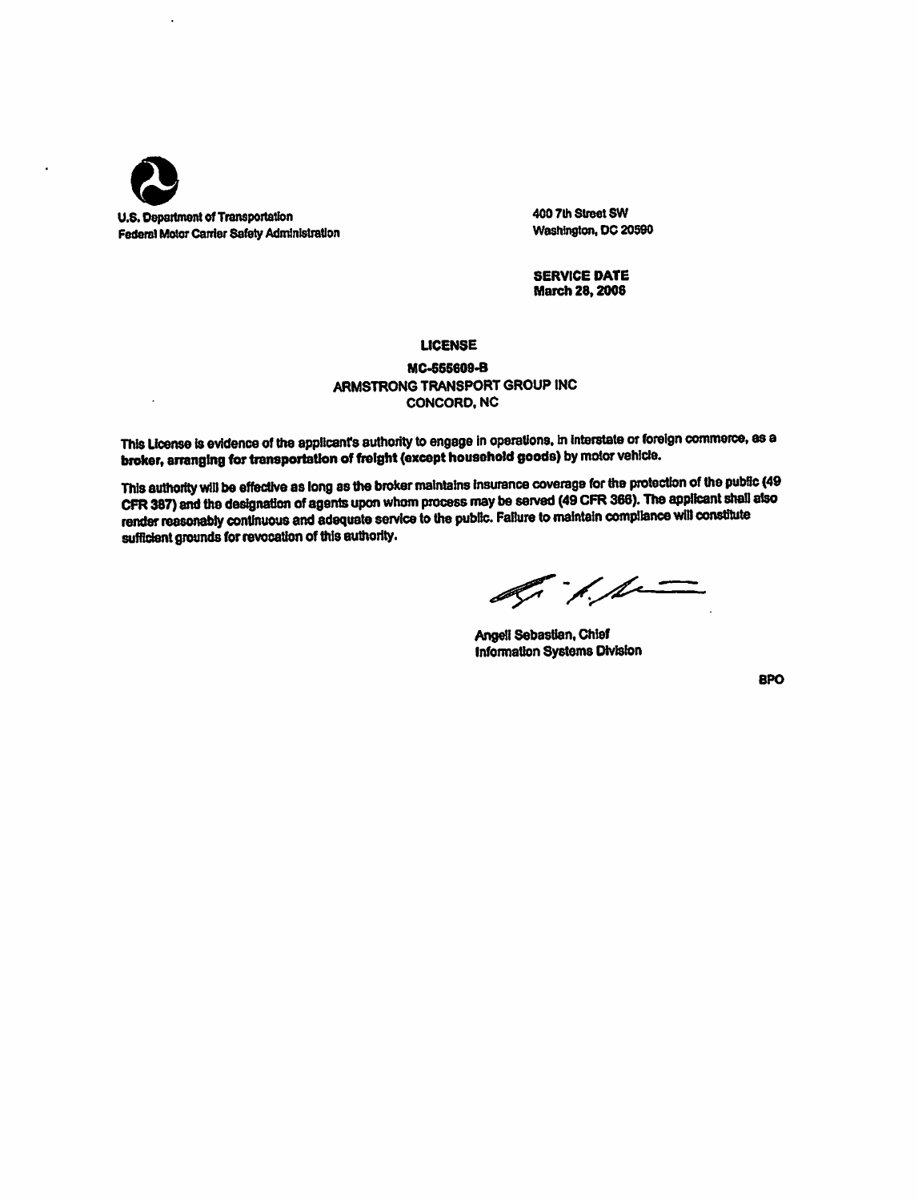U.S. Department of Transportation
Federal Motor Carrier Safety Administration

400 7th Street SW
Washington, DC 20590

**SERVICE DATE**
**March 28, 2006**

**LICENSE**

**MC-555609-B**
ARMSTRONG TRANSPORT GROUP INC
CONCORD, NC

This License is evidence of the applicant's authority to engage in operations, in interstate or foreign commerce, as a **broker, arranging for transportation of freight (except household goods)** by motor vehicle.

This authority will be effective as long as the broker maintains insurance coverage for the protection of the public (49 CFR 387) and the designation of agents upon whom process may be served (49 CFR 366). The applicant shall also render reasonably continuous and adequate service to the public. Failure to maintain compliance will constitute sufficient grounds for revocation of this authority.

Angeli Sebastian, Chief
Information Systems Division

BPO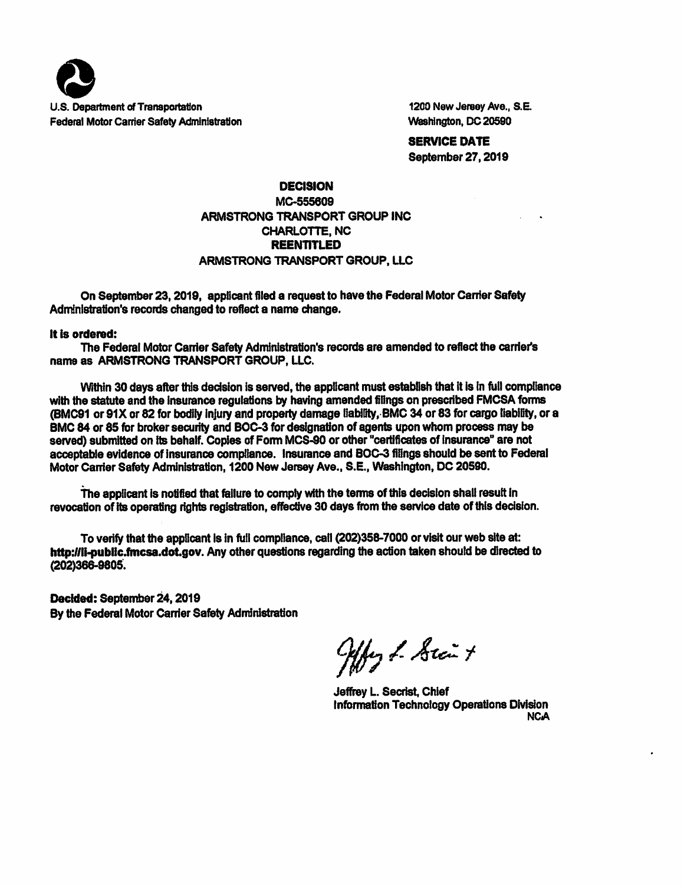U.S. Department of Transportation
Federal Motor Carrier Safety Administration

1200 New Jersey Ave., S.E.
Washington, DC 20590

**SERVICE DATE**
September 27, 2019

**DECISION**
MC-555609
ARMSTRONG TRANSPORT GROUP INC
CHARLOTTE, NC
**REENTITLED**
ARMSTRONG TRANSPORT GROUP, LLC

On September 23, 2019, applicant filed a request to have the Federal Motor Carrier Safety Administration's records changed to reflect a name change.

**It is ordered:**

The Federal Motor Carrier Safety Administration's records are amended to reflect the carrier's name as ARMSTRONG TRANSPORT GROUP, LLC.

Within 30 days after this decision is served, the applicant must establish that it is in full compliance with the statute and the insurance regulations by having amended filings on prescribed FMCSA forms (BMC91 or 91X or 82 for bodily injury and property damage liability, BMC 34 or 83 for cargo liability, or a BMC 84 or 85 for broker security and BOC-3 for designation of agents upon whom process may be served) submitted on its behalf. Copies of Form MCS-90 or other "certificates of insurance" are not acceptable evidence of insurance compliance. Insurance and BOC-3 filings should be sent to Federal Motor Carrier Safety Administration, 1200 New Jersey Ave., S.E., Washington, DC 20590.

The applicant is notified that failure to comply with the terms of this decision shall result in revocation of its operating rights registration, effective 30 days from the service date of this decision.

To verify that the applicant is in full compliance, call (202)358-7000 or visit our web site at: **http://li-public.fmcsa.dot.gov**. Any other questions regarding the action taken should be directed to (202)366-9805.

**Decided:** September 24, 2019
By the Federal Motor Carrier Safety Administration

Jeffrey L. Secrist, Chief
Information Technology Operations Division
NCA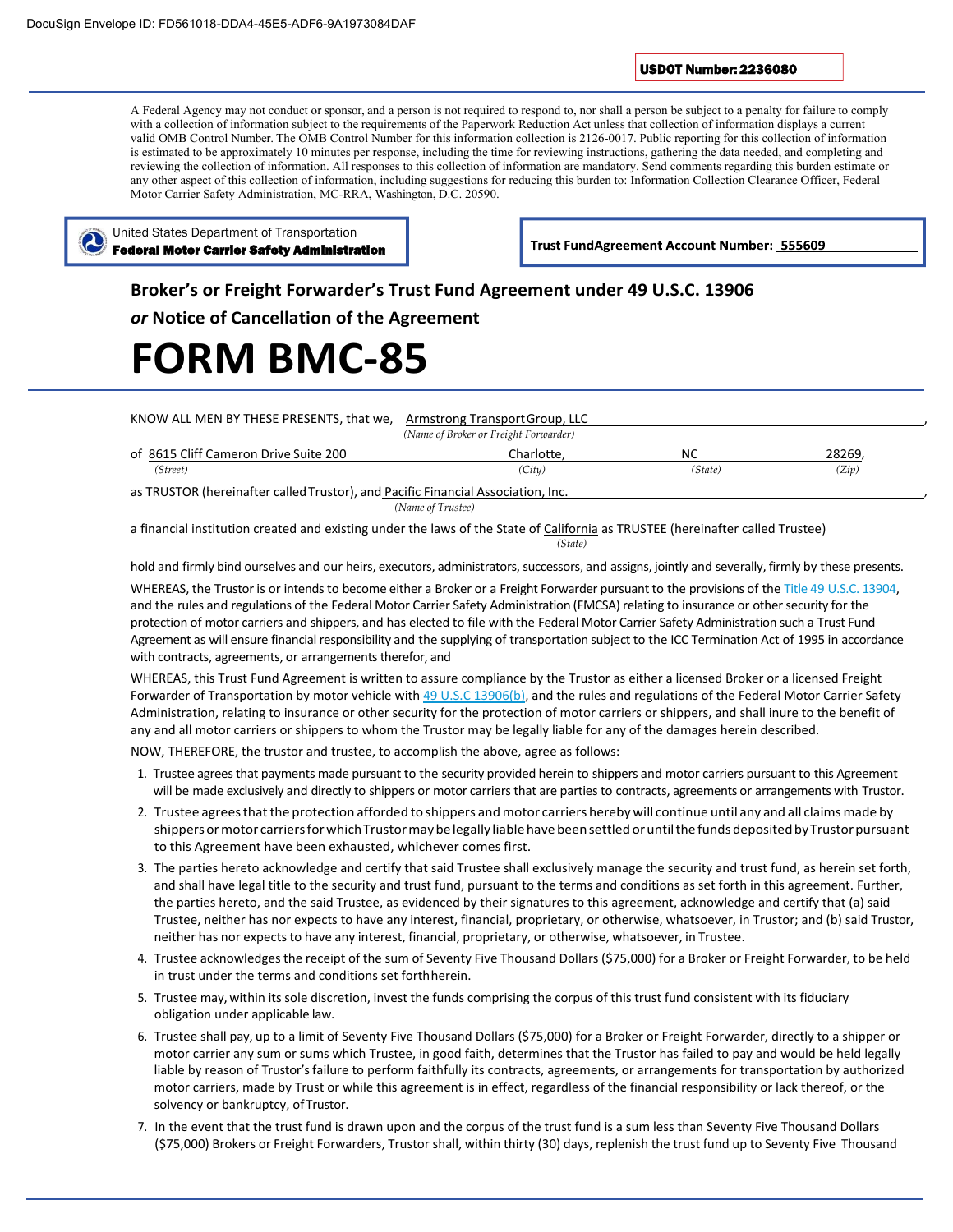DocuSign Envelope ID: FD561018-DDA4-45E5-ADF6-9A1973084DAF

**USDOT Number: 2236080**

A Federal Agency may not conduct or sponsor, and a person is not required to respond to, nor shall a person be subject to a penalty for failure to comply with a collection of information subject to the requirements of the Paperwork Reduction Act unless that collection of information displays a current valid OMB Control Number. The OMB Control Number for this information collection is 2126-0017. Public reporting for this collection of information is estimated to be approximately 10 minutes per response, including the time for reviewing instructions, gathering the data needed, and completing and reviewing the collection of information. All responses to this collection of information are mandatory. Send comments regarding this burden estimate or any other aspect of this collection of information, including suggestions for reducing this burden to: Information Collection Clearance Officer, Federal Motor Carrier Safety Administration, MC-RRA, Washington, D.C. 20590.

United States Department of Transportation
**Federal Motor Carrier Safety Administration**

**Trust Fund Agreement Account Number: 555609**

## Broker's or Freight Forwarder's Trust Fund Agreement under 49 U.S.C. 13906

## *or* Notice of Cancellation of the Agreement

# FORM BMC-85

KNOW ALL MEN BY THESE PRESENTS, that we, Armstrong Transport Group, LLC,
*(Name of Broker or Freight Forwarder)*

of 8615 Cliff Cameron Drive Suite 200 *(Street)*, Charlotte, *(City)* NC *(State)* 28269, *(Zip)*

as TRUSTOR (hereinafter called Trustor), and Pacific Financial Association, Inc.,
*(Name of Trustee)*

a financial institution created and existing under the laws of the State of California *(State)* as TRUSTEE (hereinafter called Trustee)

hold and firmly bind ourselves and our heirs, executors, administrators, successors, and assigns, jointly and severally, firmly by these presents.

WHEREAS, the Trustor is or intends to become either a Broker or a Freight Forwarder pursuant to the provisions of the Title 49 U.S.C. 13904, and the rules and regulations of the Federal Motor Carrier Safety Administration (FMCSA) relating to insurance or other security for the protection of motor carriers and shippers, and has elected to file with the Federal Motor Carrier Safety Administration such a Trust Fund Agreement as will ensure financial responsibility and the supplying of transportation subject to the ICC Termination Act of 1995 in accordance with contracts, agreements, or arrangements therefor, and

WHEREAS, this Trust Fund Agreement is written to assure compliance by the Trustor as either a licensed Broker or a licensed Freight Forwarder of Transportation by motor vehicle with 49 U.S.C 13906(b), and the rules and regulations of the Federal Motor Carrier Safety Administration, relating to insurance or other security for the protection of motor carriers or shippers, and shall inure to the benefit of any and all motor carriers or shippers to whom the Trustor may be legally liable for any of the damages herein described.

NOW, THEREFORE, the trustor and trustee, to accomplish the above, agree as follows:

1. Trustee agrees that payments made pursuant to the security provided herein to shippers and motor carriers pursuant to this Agreement will be made exclusively and directly to shippers or motor carriers that are parties to contracts, agreements or arrangements with Trustor.
2. Trustee agrees that the protection afforded to shippers and motor carriers hereby will continue until any and all claims made by shippers or motor carriers for which Trustor may be legally liable have been settled or until the funds deposited by Trustor pursuant to this Agreement have been exhausted, whichever comes first.
3. The parties hereto acknowledge and certify that said Trustee shall exclusively manage the security and trust fund, as herein set forth, and shall have legal title to the security and trust fund, pursuant to the terms and conditions as set forth in this agreement. Further, the parties hereto, and the said Trustee, as evidenced by their signatures to this agreement, acknowledge and certify that (a) said Trustee, neither has nor expects to have any interest, financial, proprietary, or otherwise, whatsoever, in Trustor; and (b) said Trustor, neither has nor expects to have any interest, financial, proprietary, or otherwise, whatsoever, in Trustee.
4. Trustee acknowledges the receipt of the sum of Seventy Five Thousand Dollars ($75,000) for a Broker or Freight Forwarder, to be held in trust under the terms and conditions set forth herein.
5. Trustee may, within its sole discretion, invest the funds comprising the corpus of this trust fund consistent with its fiduciary obligation under applicable law.
6. Trustee shall pay, up to a limit of Seventy Five Thousand Dollars ($75,000) for a Broker or Freight Forwarder, directly to a shipper or motor carrier any sum or sums which Trustee, in good faith, determines that the Trustor has failed to pay and would be held legally liable by reason of Trustor's failure to perform faithfully its contracts, agreements, or arrangements for transportation by authorized motor carriers, made by Trust or while this agreement is in effect, regardless of the financial responsibility or lack thereof, or the solvency or bankruptcy, of Trustor.
7. In the event that the trust fund is drawn upon and the corpus of the trust fund is a sum less than Seventy Five Thousand Dollars ($75,000) Brokers or Freight Forwarders, Trustor shall, within thirty (30) days, replenish the trust fund up to Seventy Five Thousand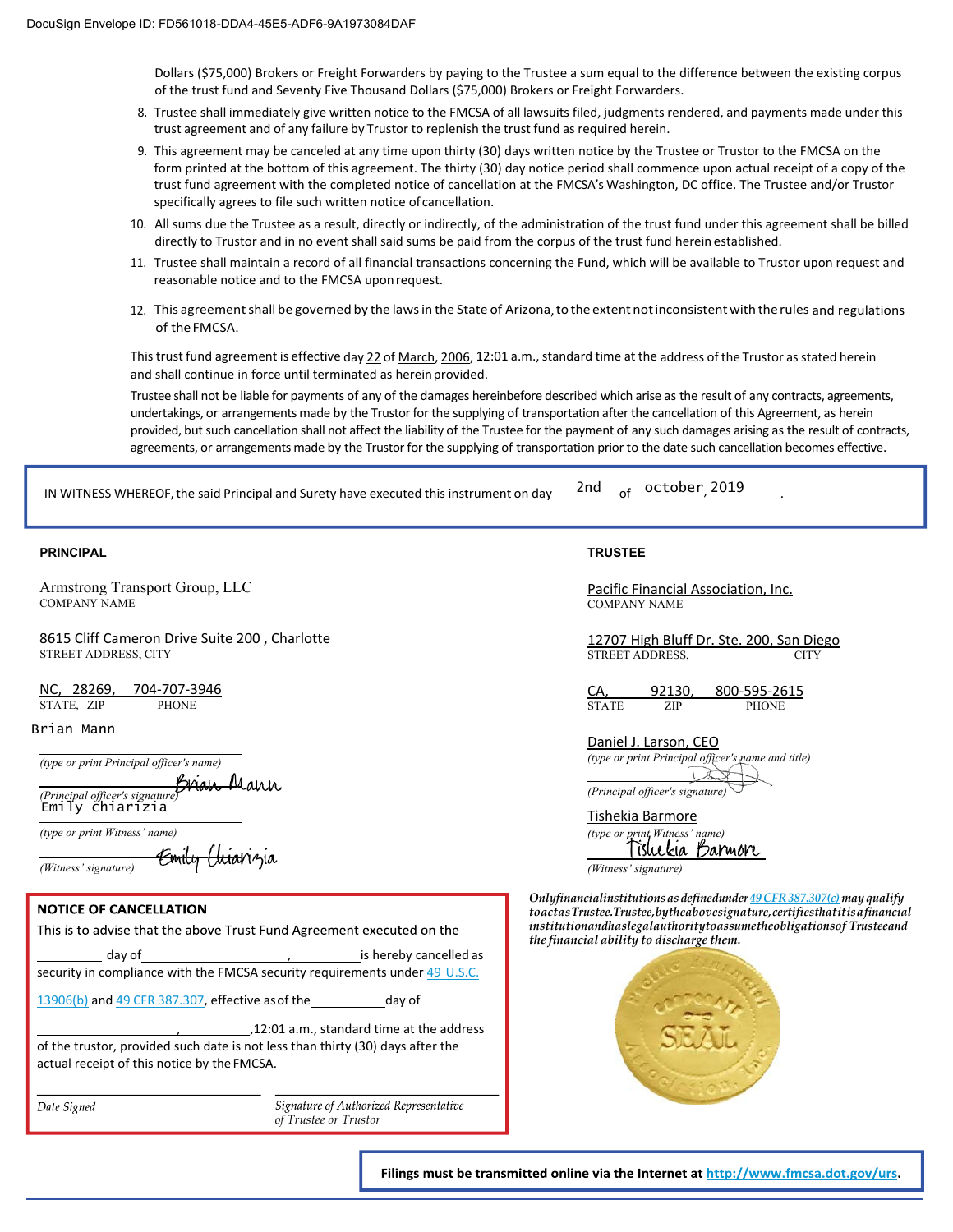DocuSign Envelope ID: FD561018-DDA4-45E5-ADF6-9A1973084DAF

Dollars ($75,000) Brokers or Freight Forwarders by paying to the Trustee a sum equal to the difference between the existing corpus of the trust fund and Seventy Five Thousand Dollars ($75,000) Brokers or Freight Forwarders.

8. Trustee shall immediately give written notice to the FMCSA of all lawsuits filed, judgments rendered, and payments made under this trust agreement and of any failure by Trustor to replenish the trust fund as required herein.
9. This agreement may be canceled at any time upon thirty (30) days written notice by the Trustee or Trustor to the FMCSA on the form printed at the bottom of this agreement. The thirty (30) day notice period shall commence upon actual receipt of a copy of the trust fund agreement with the completed notice of cancellation at the FMCSA's Washington, DC office. The Trustee and/or Trustor specifically agrees to file such written notice of cancellation.
10. All sums due the Trustee as a result, directly or indirectly, of the administration of the trust fund under this agreement shall be billed directly to Trustor and in no event shall said sums be paid from the corpus of the trust fund herein established.
11. Trustee shall maintain a record of all financial transactions concerning the Fund, which will be available to Trustor upon request and reasonable notice and to the FMCSA upon request.
12. This agreement shall be governed by the laws in the State of Arizona, to the extent not inconsistent with the rules and regulations of the FMCSA.

This trust fund agreement is effective day 22 of March, 2006, 12:01 a.m., standard time at the address of the Trustor as stated herein and shall continue in force until terminated as herein provided.

Trustee shall not be liable for payments of any of the damages hereinbefore described which arise as the result of any contracts, agreements, undertakings, or arrangements made by the Trustor for the supplying of transportation after the cancellation of this Agreement, as herein provided, but such cancellation shall not affect the liability of the Trustee for the payment of any such damages arising as the result of contracts, agreements, or arrangements made by the Trustor for the supplying of transportation prior to the date such cancellation becomes effective.

IN WITNESS WHEREOF, the said Principal and Surety have executed this instrument on day 2nd of october, 2019.

**PRINCIPAL**

Armstrong Transport Group, LLC
COMPANY NAME

8615 Cliff Cameron Drive Suite 200 , Charlotte
STREET ADDRESS, CITY

NC, 28269, 704-707-3946
STATE, ZIP PHONE

Brian Mann
*(type or print Principal officer's name)*

Brian Mann
*(Principal officer's signature)*

Emily Chiarizia
*(type or print Witness' name)*

Emily Chiarizia
*(Witness' signature)*

**TRUSTEE**

Pacific Financial Association, Inc.
COMPANY NAME

12707 High Bluff Dr. Ste. 200, San Diego
STREET ADDRESS, CITY

CA, 92130, 800-595-2615
STATE ZIP PHONE

Daniel J. Larson, CEO
*(type or print Principal officer's name and title)*

*(Principal officer's signature)*

Tishekia Barmore
*(type or print Witness' name)*

Tishekia Barmore
*(Witness' signature)*

***Only financial institutions as defined under 49 CFR 387.307(c) may qualify to act as Trustee. Trustee, by the above signature, certifies that it is a financial institution and has legal authority to assume the obligations of Trustee and the financial ability to discharge them.***

Pacific Financial Association, Inc. CORPORATE SEAL

**NOTICE OF CANCELLATION**

This is to advise that the above Trust Fund Agreement executed on the \_\_\_\_\_\_\_\_\_ day of \_\_\_\_\_\_\_\_\_\_\_\_\_\_\_\_\_\_, \_\_\_\_\_\_\_\_\_\_ is hereby cancelled as security in compliance with the FMCSA security requirements under 49 U.S.C. 13906(b) and 49 CFR 387.307, effective as of the \_\_\_\_\_\_\_\_\_\_ day of \_\_\_\_\_\_\_\_\_\_\_\_\_\_\_\_\_\_, \_\_\_\_\_\_\_\_\_\_,12:01 a.m., standard time at the address of the trustor, provided such date is not less than thirty (30) days after the actual receipt of this notice by the FMCSA.

*Date Signed*

*Signature of Authorized Representative of Trustee or Trustor*

**Filings must be transmitted online via the Internet at http://www.fmcsa.dot.gov/urs.**